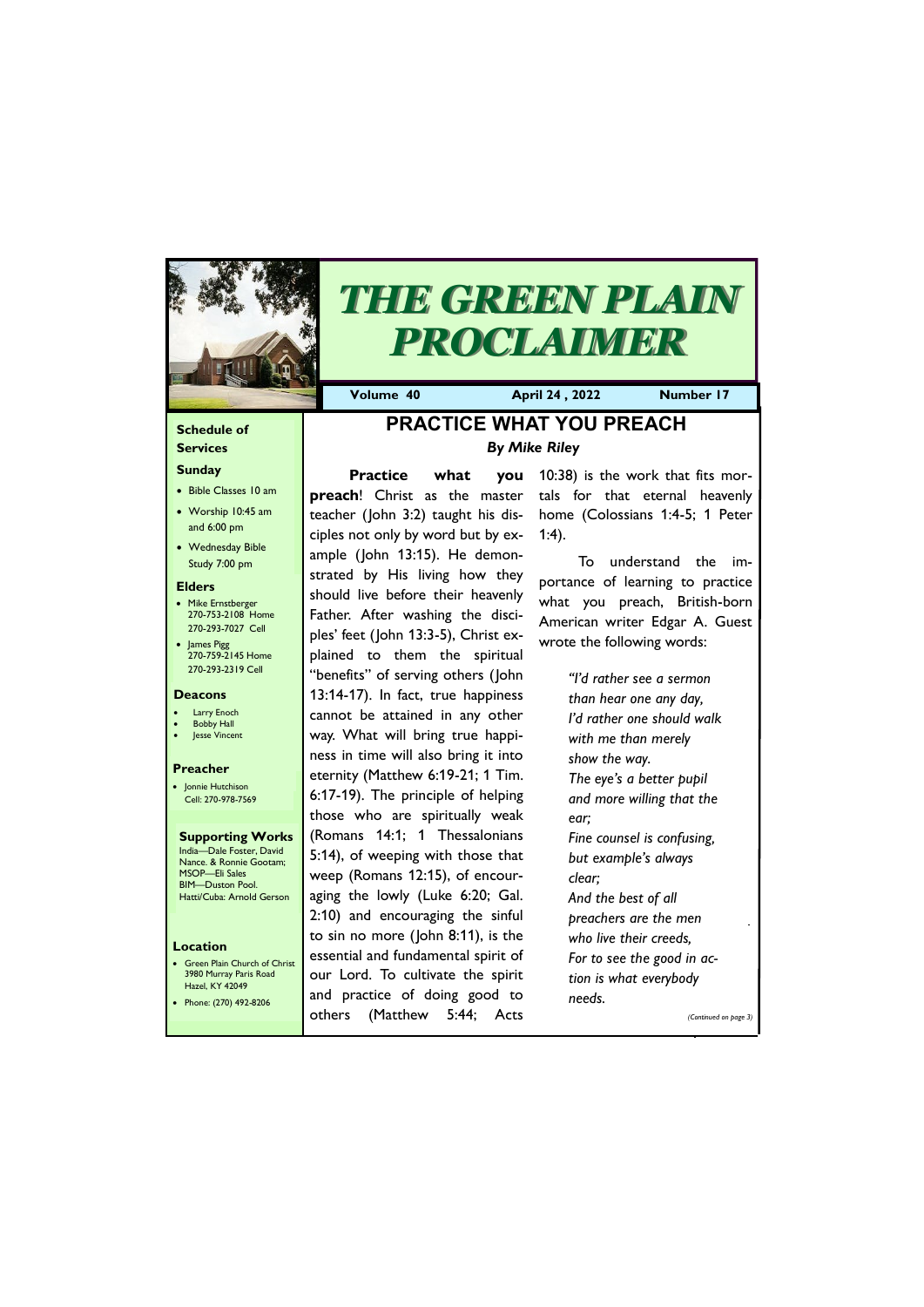# THE GREEN PLAIN PROCLAIMER

**Volume 40** | **April 24 , 2022** | **Number 17**

### Schedule of Services

**Sunday**

- Bible Classes 10 am
- Worship 10:45 am and 6:00 pm
- Wednesday Bible Study 7:00 pm

**Elders**

- Mike Ernstberger 270-753-2108 Home 270-293-7027 Cell
- James Pigg 270-759-2145 Home 270-293-2319 Cell

**Deacons**

- Larry Enoch
- Bobby Hall
- Jesse Vincent

**Preacher**

- Jonnie Hutchison Cell: 270-978-7569

**Supporting Works**

India—Dale Foster, David Nance. & Ronnie Gootam; MSOP—Eli Sales BIM—Duston Pool. Hatti/Cuba: Arnold Gerson

**Location**

- Green Plain Church of Christ 3980 Murray Paris Road Hazel, KY 42049
- Phone: (270) 492-8206

## PRACTICE WHAT YOU PREACH

***By Mike Riley***

**Practice what you preach**! Christ as the master teacher (John 3:2) taught his disciples not only by word but by example (John 13:15). He demonstrated by His living how they should live before their heavenly Father. After washing the disciples' feet (John 13:3-5), Christ explained to them the spiritual "benefits" of serving others (John 13:14-17). In fact, true happiness cannot be attained in any other way. What will bring true happiness in time will also bring it into eternity (Matthew 6:19-21; 1 Tim. 6:17-19). The principle of helping those who are spiritually weak (Romans 14:1; 1 Thessalonians 5:14), of weeping with those that weep (Romans 12:15), of encouraging the lowly (Luke 6:20; Gal. 2:10) and encouraging the sinful to sin no more (John 8:11), is the essential and fundamental spirit of our Lord. To cultivate the spirit and practice of doing good to others (Matthew 5:44; Acts 10:38) is the work that fits mortals for that eternal heavenly home (Colossians 1:4-5; 1 Peter 1:4).

To understand the importance of learning to practice what you preach, British-born American writer Edgar A. Guest wrote the following words:

*"I'd rather see a sermon*
*than hear one any day,*
*I'd rather one should walk*
*with me than merely*
*show the way.*
*The eye's a better pupil*
*and more willing that the*
*ear;*
*Fine counsel is confusing,*
*but example's always*
*clear;*
*And the best of all*
*preachers are the men*
*who live their creeds,*
*For to see the good in action is what everybody*
*needs.*

*(Continued on page 3)*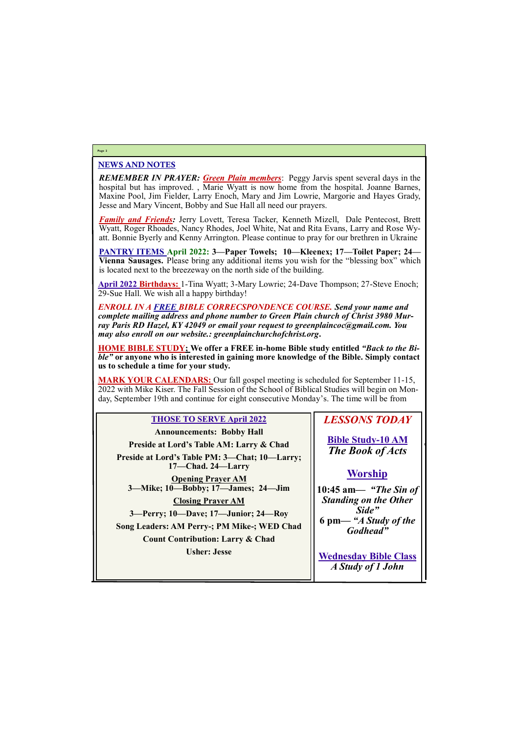## NEWS AND NOTES

***REMEMBER IN PRAYER:*** ***Green Plain members***: Peggy Jarvis spent several days in the hospital but has improved. , Marie Wyatt is now home from the hospital. Joanne Barnes, Maxine Pool, Jim Fielder, Larry Enoch, Mary and Jim Lowrie, Margorie and Hayes Grady, Jesse and Mary Vincent, Bobby and Sue Hall all need our prayers.

***Family and Friends:*** Jerry Lovett, Teresa Tacker, Kenneth Mizell, Dale Pentecost, Brett Wyatt, Roger Rhoades, Nancy Rhodes, Joel White, Nat and Rita Evans, Larry and Rose Wyatt. Bonnie Byerly and Kenny Arrington. Please continue to pray for our brethren in Ukraine

**PANTRY ITEMS April 2022: 3—Paper Towels; 10—Kleenex; 17—Toilet Paper; 24—Vienna Sausages.** Please bring any additional items you wish for the "blessing box" which is located next to the breezeway on the north side of the building.

**April 2022 Birthdays:** 1-Tina Wyatt; 3-Mary Lowrie; 24-Dave Thompson; 27-Steve Enoch; 29-Sue Hall. We wish all a happy birthday!

***ENROLL IN A FREE BIBLE CORRECSPONDENCE COURSE. Send your name and complete mailing address and phone number to Green Plain church of Christ 3980 Murray Paris RD Hazel, KY 42049 or email your request to greenplaincoc@gmail.com. You may also enroll on our website.: greenplainchurchofchrist.org.***

**HOME BIBLE STUDY; We offer a FREE in-home Bible study entitled *"Back to the Bible"* or anyone who is interested in gaining more knowledge of the Bible. Simply contact us to schedule a time for your study.**

**MARK YOUR CALENDARS:** Our fall gospel meeting is scheduled for September 11-15, 2022 with Mike Kiser. The Fall Session of the School of Biblical Studies will begin on Monday, September 19th and continue for eight consecutive Monday's. The time will be from

### THOSE TO SERVE April 2022

**Announcements: Bobby Hall**

**Preside at Lord's Table AM: Larry & Chad**

**Preside at Lord's Table PM: 3—Chat; 10—Larry; 17—Chad. 24—Larry**

**Opening Prayer AM**
**3—Mike; 10—Bobby; 17—James; 24—Jim**

**Closing Prayer AM**
**3—Perry; 10—Dave; 17—Junior; 24—Roy**

**Song Leaders: AM Perry-; PM Mike-; WED Chad**

**Count Contribution: Larry & Chad**

**Usher: Jesse**

### *LESSONS TODAY*

**Bible Study-10 AM**
***The Book of Acts***

**Worship**

**10:45 am— *"The Sin of Standing on the Other Side"***

**6 pm— *"A Study of the Godhead"***

**Wednesday Bible Class**
***A Study of 1 John***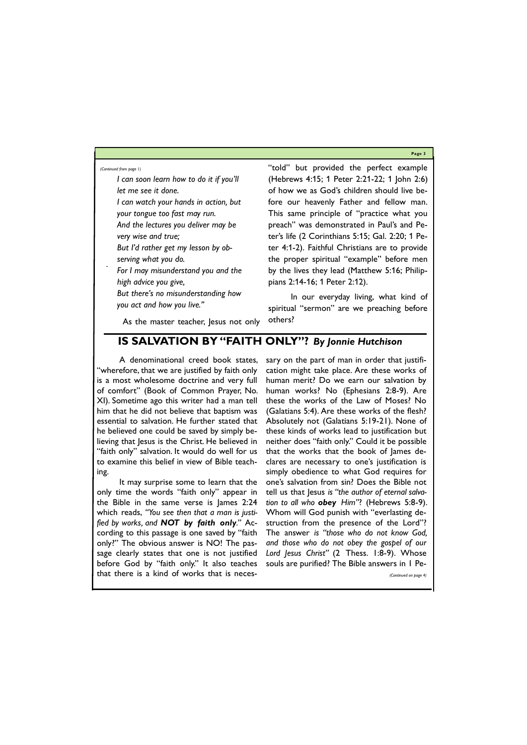*(Continued from page 1)*

*I can soon learn how to do it if you'll let me see it done.*
*I can watch your hands in action, but your tongue too fast may run.*
*And the lectures you deliver may be very wise and true;*
*But I'd rather get my lesson by observing what you do.*
*For I may misunderstand you and the high advice you give,*
*But there's no misunderstanding how you act and how you live."*

As the master teacher, Jesus not only "told" but provided the perfect example (Hebrews 4:15; 1 Peter 2:21-22; 1 John 2:6) of how we as God's children should live before our heavenly Father and fellow man. This same principle of "practice what you preach" was demonstrated in Paul's and Peter's life (2 Corinthians 5:15; Gal. 2:20; 1 Peter 4:1-2). Faithful Christians are to provide the proper spiritual "example" before men by the lives they lead (Matthew 5:16; Philippians 2:14-16; 1 Peter 2:12).

In our everyday living, what kind of spiritual "sermon" are we preaching before others?

## IS SALVATION BY "FAITH ONLY"? *By Jonnie Hutchison*

A denominational creed book states, "wherefore, that we are justified by faith only is a most wholesome doctrine and very full of comfort" (Book of Common Prayer, No. XI). Sometime ago this writer had a man tell him that he did not believe that baptism was essential to salvation. He further stated that he believed one could be saved by simply believing that Jesus is the Christ. He believed in "faith only" salvation. It would do well for us to examine this belief in view of Bible teaching.

It may surprise some to learn that the only time the words "faith only" appear in the Bible in the same verse is James 2:24 which reads, *"You see then that a man is justified by works, and **NOT by faith only**."* According to this passage is one saved by "faith only?" The obvious answer is NO! The passage clearly states that one is not justified before God by "faith only." It also teaches that there is a kind of works that is necessary on the part of man in order that justification might take place. Are these works of human merit? Do we earn our salvation by human works? No (Ephesians 2:8-9). Are these the works of the Law of Moses? No (Galatians 5:4). Are these works of the flesh? Absolutely not (Galatians 5:19-21). None of these kinds of works lead to justification but neither does "faith only." Could it be possible that the works that the book of James declares are necessary to one's justification is simply obedience to what God requires for one's salvation from sin? Does the Bible not tell us that Jesus *is "the author of eternal salvation to all who **obey** Him"*? (Hebrews 5:8-9). Whom will God punish with "everlasting destruction from the presence of the Lord"? The answer *is "those who do not know God, and those who do not obey the gospel of our Lord Jesus Christ"* (2 Thess. 1:8-9). Whose souls are purified? The Bible answers in 1 Pe-

*(Continued on page 4)*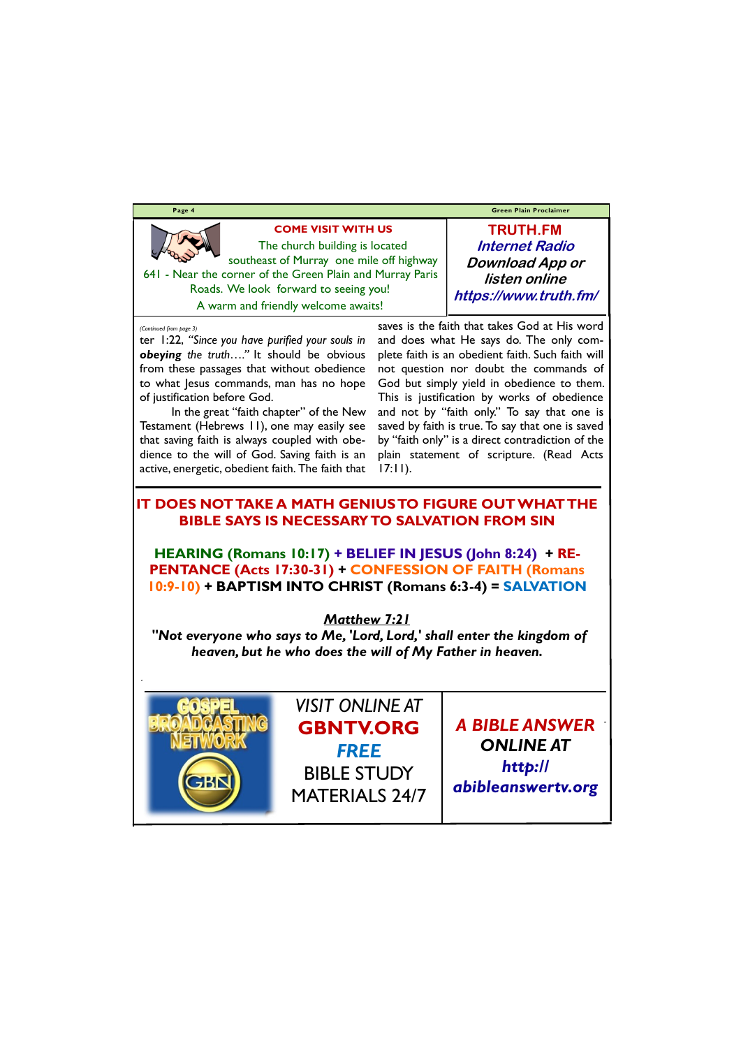## COME VISIT WITH US

The church building is located southeast of Murray one mile off highway 641 - Near the corner of the Green Plain and Murray Paris Roads. We look forward to seeing you!

A warm and friendly welcome awaits!

**TRUTH.FM**
*Internet Radio*
***Download App or listen online***
***https://www.truth.fm/***

*(Continued from page 3)*

ter 1:22, *"Since you have purified your souls in **obeying** the truth…."* It should be obvious from these passages that without obedience to what Jesus commands, man has no hope of justification before God.

In the great "faith chapter" of the New Testament (Hebrews 11), one may easily see that saving faith is always coupled with obedience to the will of God. Saving faith is an active, energetic, obedient faith. The faith that saves is the faith that takes God at His word and does what He says do. The only complete faith is an obedient faith. Such faith will not question nor doubt the commands of God but simply yield in obedience to them. This is justification by works of obedience and not by "faith only." To say that one is saved by faith is true. To say that one is saved by "faith only" is a direct contradiction of the plain statement of scripture. (Read Acts 17:11).

## IT DOES NOT TAKE A MATH GENIUS TO FIGURE OUT WHAT THE BIBLE SAYS IS NECESSARY TO SALVATION FROM SIN

**HEARING (Romans 10:17) + BELIEF IN JESUS (John 8:24) + REPENTANCE (Acts 17:30-31) + CONFESSION OF FAITH (Romans 10:9-10) + BAPTISM INTO CHRIST (Romans 6:3-4) = SALVATION**

***Matthew 7:21***

***"Not everyone who says to Me, 'Lord, Lord,' shall enter the kingdom of heaven, but he who does the will of My Father in heaven.***

GOSPEL BROADCASTING NETWORK
GBN

*VISIT ONLINE AT*
**GBNTV.ORG**
***FREE***
BIBLE STUDY MATERIALS 24/7

***A BIBLE ANSWER ONLINE AT http://abibleanswertv.org***